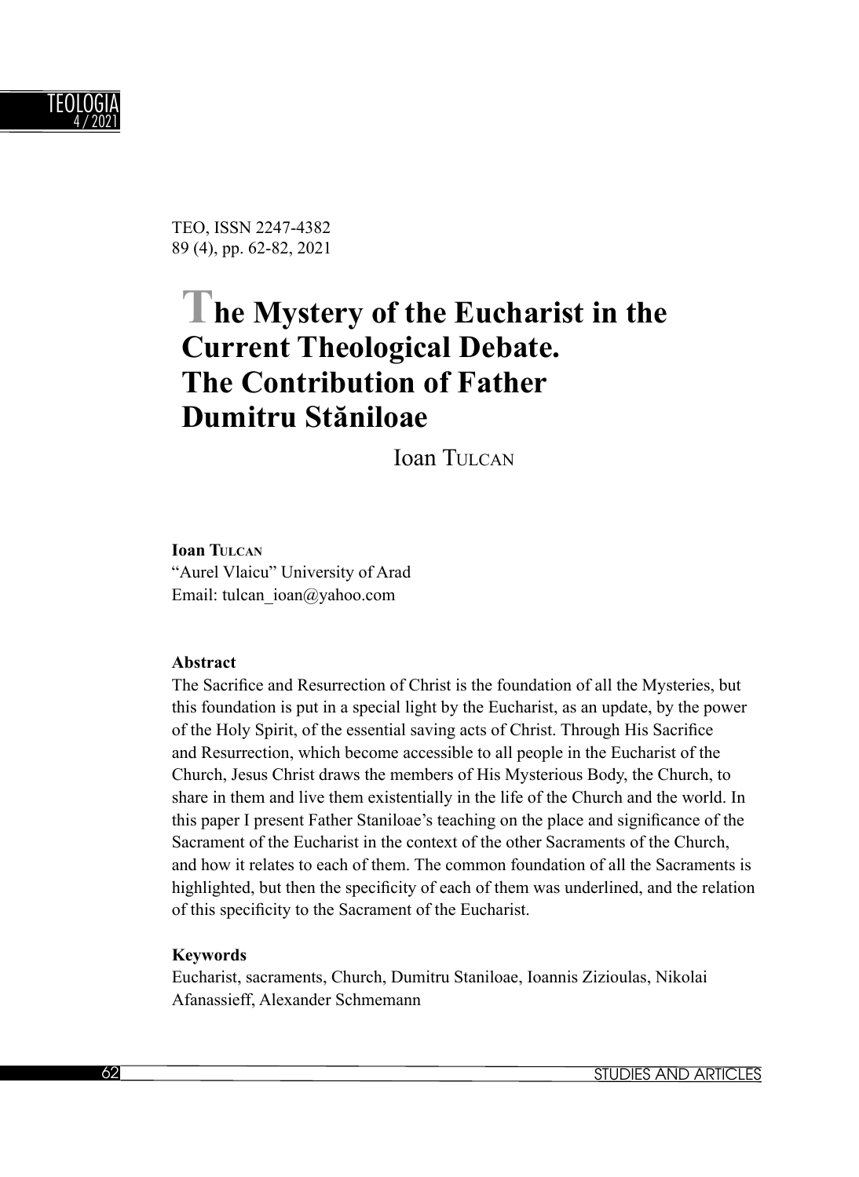TEO, ISSN 2247-4382
89 (4), pp. 62-82, 2021

# The Mystery of the Eucharist in the Current Theological Debate. The Contribution of Father Dumitru Stăniloae

Ioan Tulcan

**Ioan Tulcan**
"Aurel Vlaicu" University of Arad
Email: tulcan_ioan@yahoo.com

**Abstract**

The Sacrifice and Resurrection of Christ is the foundation of all the Mysteries, but this foundation is put in a special light by the Eucharist, as an update, by the power of the Holy Spirit, of the essential saving acts of Christ. Through His Sacrifice and Resurrection, which become accessible to all people in the Eucharist of the Church, Jesus Christ draws the members of His Mysterious Body, the Church, to share in them and live them existentially in the life of the Church and the world. In this paper I present Father Staniloae's teaching on the place and significance of the Sacrament of the Eucharist in the context of the other Sacraments of the Church, and how it relates to each of them. The common foundation of all the Sacraments is highlighted, but then the specificity of each of them was underlined, and the relation of this specificity to the Sacrament of the Eucharist.

**Keywords**

Eucharist, sacraments, Church, Dumitru Staniloae, Ioannis Zizioulas, Nikolai Afanassieff, Alexander Schmemann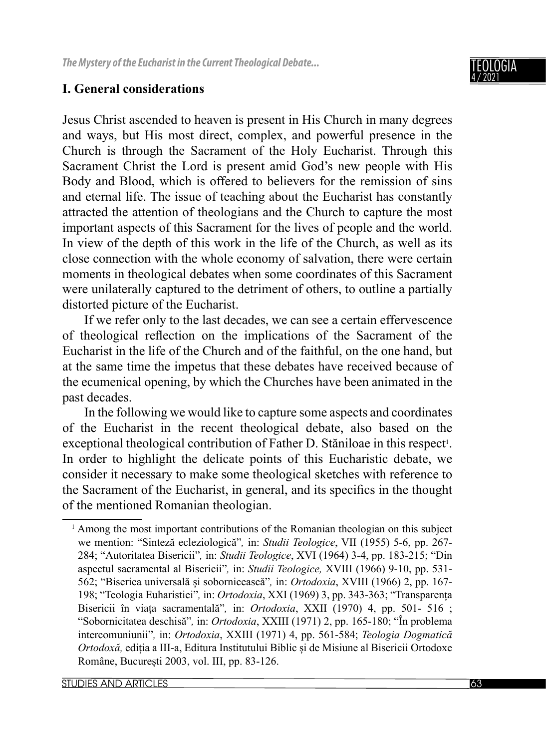## I. General considerations

Jesus Christ ascended to heaven is present in His Church in many degrees and ways, but His most direct, complex, and powerful presence in the Church is through the Sacrament of the Holy Eucharist. Through this Sacrament Christ the Lord is present amid God's new people with His Body and Blood, which is offered to believers for the remission of sins and eternal life. The issue of teaching about the Eucharist has constantly attracted the attention of theologians and the Church to capture the most important aspects of this Sacrament for the lives of people and the world. In view of the depth of this work in the life of the Church, as well as its close connection with the whole economy of salvation, there were certain moments in theological debates when some coordinates of this Sacrament were unilaterally captured to the detriment of others, to outline a partially distorted picture of the Eucharist.

If we refer only to the last decades, we can see a certain effervescence of theological reflection on the implications of the Sacrament of the Eucharist in the life of the Church and of the faithful, on the one hand, but at the same time the impetus that these debates have received because of the ecumenical opening, by which the Churches have been animated in the past decades.

In the following we would like to capture some aspects and coordinates of the Eucharist in the recent theological debate, also based on the exceptional theological contribution of Father D. Stăniloae in this respect[1]. In order to highlight the delicate points of this Eucharistic debate, we consider it necessary to make some theological sketches with reference to the Sacrament of the Eucharist, in general, and its specifics in the thought of the mentioned Romanian theologian.

---

[1] Among the most important contributions of the Romanian theologian on this subject we mention: "Sinteză ecleziologică", in: *Studii Teologice*, VII (1955) 5-6, pp. 267-284; "Autoritatea Bisericii", in: *Studii Teologice*, XVI (1964) 3-4, pp. 183-215; "Din aspectul sacramental al Bisericii", in: *Studii Teologice,* XVIII (1966) 9-10, pp. 531-562; "Biserica universală și sobornicească", in: *Ortodoxia*, XVIII (1966) 2, pp. 167-198; "Teologia Euharistiei", in: *Ortodoxia*, XXI (1969) 3, pp. 343-363; "Transparența Bisericii în viața sacramentală", in: *Ortodoxia*, XXII (1970) 4, pp. 501- 516 ; "Sobornicitatea deschisă", in: *Ortodoxia*, XXIII (1971) 2, pp. 165-180; "În problema intercomuniunii", in: *Ortodoxia*, XXIII (1971) 4, pp. 561-584; *Teologia Dogmatică Ortodoxă,* ediția a III-a, Editura Institutului Biblic și de Misiune al Bisericii Ortodoxe Române, București 2003, vol. III, pp. 83-126.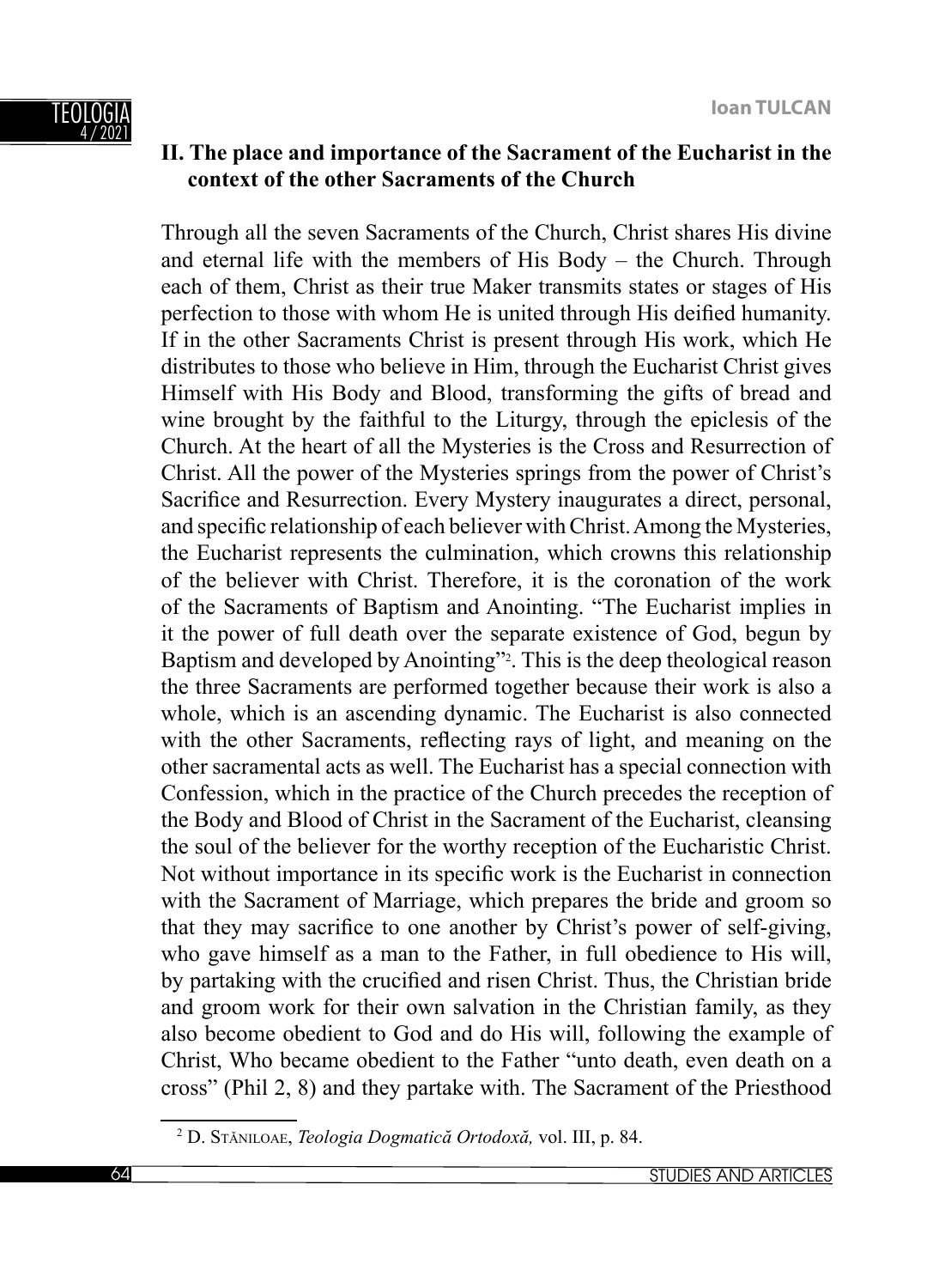## II. The place and importance of the Sacrament of the Eucharist in the context of the other Sacraments of the Church

Through all the seven Sacraments of the Church, Christ shares His divine and eternal life with the members of His Body – the Church. Through each of them, Christ as their true Maker transmits states or stages of His perfection to those with whom He is united through His deified humanity. If in the other Sacraments Christ is present through His work, which He distributes to those who believe in Him, through the Eucharist Christ gives Himself with His Body and Blood, transforming the gifts of bread and wine brought by the faithful to the Liturgy, through the epiclesis of the Church. At the heart of all the Mysteries is the Cross and Resurrection of Christ. All the power of the Mysteries springs from the power of Christ's Sacrifice and Resurrection. Every Mystery inaugurates a direct, personal, and specific relationship of each believer with Christ. Among the Mysteries, the Eucharist represents the culmination, which crowns this relationship of the believer with Christ. Therefore, it is the coronation of the work of the Sacraments of Baptism and Anointing. "The Eucharist implies in it the power of full death over the separate existence of God, begun by Baptism and developed by Anointing"[2]. This is the deep theological reason the three Sacraments are performed together because their work is also a whole, which is an ascending dynamic. The Eucharist is also connected with the other Sacraments, reflecting rays of light, and meaning on the other sacramental acts as well. The Eucharist has a special connection with Confession, which in the practice of the Church precedes the reception of the Body and Blood of Christ in the Sacrament of the Eucharist, cleansing the soul of the believer for the worthy reception of the Eucharistic Christ. Not without importance in its specific work is the Eucharist in connection with the Sacrament of Marriage, which prepares the bride and groom so that they may sacrifice to one another by Christ's power of self-giving, who gave himself as a man to the Father, in full obedience to His will, by partaking with the crucified and risen Christ. Thus, the Christian bride and groom work for their own salvation in the Christian family, as they also become obedient to God and do His will, following the example of Christ, Who became obedient to the Father "unto death, even death on a cross" (Phil 2, 8) and they partake with. The Sacrament of the Priesthood

[2] D. Stăniloae, *Teologia Dogmatică Ortodoxă,* vol. III, p. 84.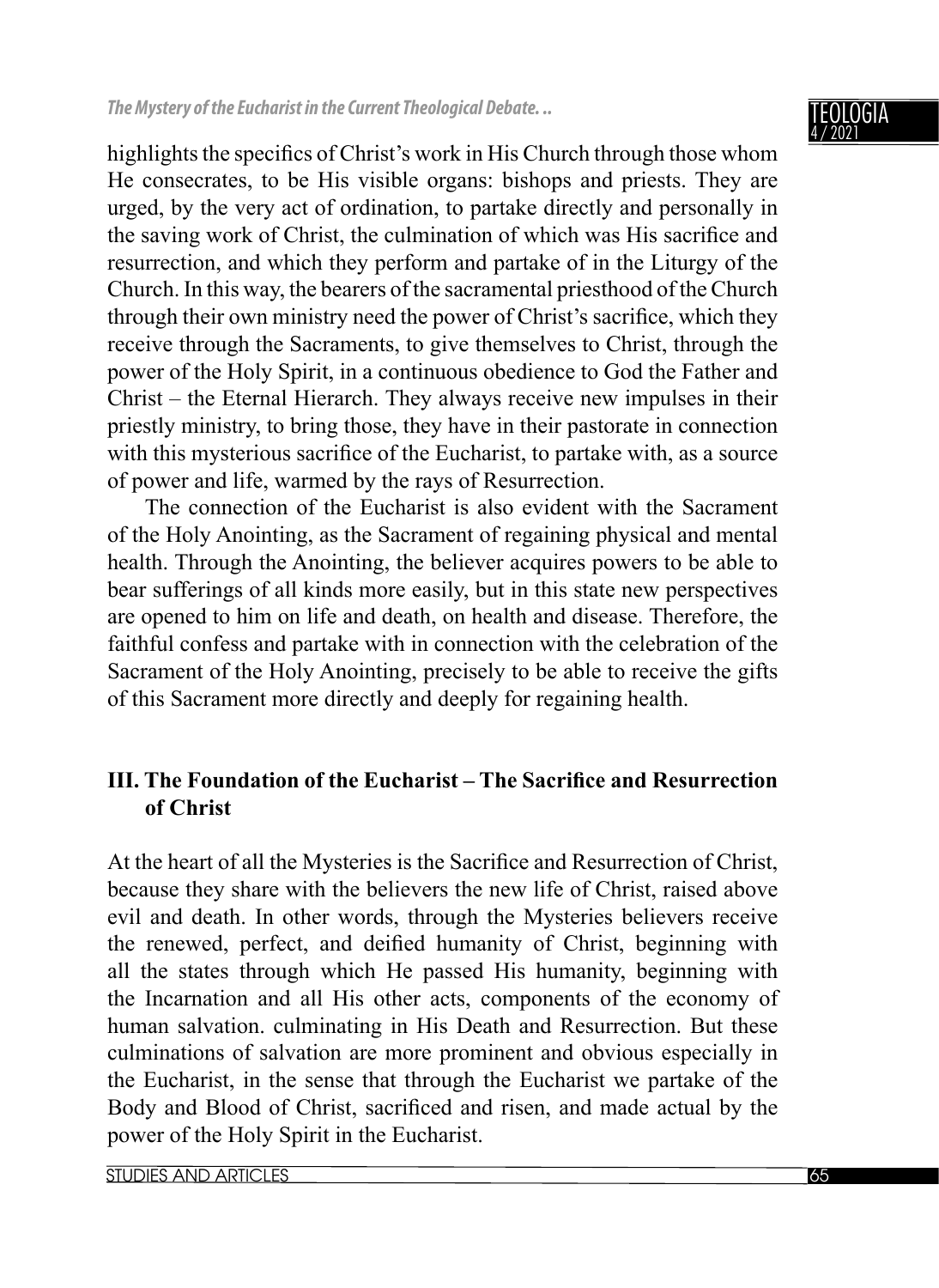highlights the specifics of Christ's work in His Church through those whom He consecrates, to be His visible organs: bishops and priests. They are urged, by the very act of ordination, to partake directly and personally in the saving work of Christ, the culmination of which was His sacrifice and resurrection, and which they perform and partake of in the Liturgy of the Church. In this way, the bearers of the sacramental priesthood of the Church through their own ministry need the power of Christ's sacrifice, which they receive through the Sacraments, to give themselves to Christ, through the power of the Holy Spirit, in a continuous obedience to God the Father and Christ – the Eternal Hierarch. They always receive new impulses in their priestly ministry, to bring those, they have in their pastorate in connection with this mysterious sacrifice of the Eucharist, to partake with, as a source of power and life, warmed by the rays of Resurrection.

The connection of the Eucharist is also evident with the Sacrament of the Holy Anointing, as the Sacrament of regaining physical and mental health. Through the Anointing, the believer acquires powers to be able to bear sufferings of all kinds more easily, but in this state new perspectives are opened to him on life and death, on health and disease. Therefore, the faithful confess and partake with in connection with the celebration of the Sacrament of the Holy Anointing, precisely to be able to receive the gifts of this Sacrament more directly and deeply for regaining health.

## III. The Foundation of the Eucharist – The Sacrifice and Resurrection of Christ

At the heart of all the Mysteries is the Sacrifice and Resurrection of Christ, because they share with the believers the new life of Christ, raised above evil and death. In other words, through the Mysteries believers receive the renewed, perfect, and deified humanity of Christ, beginning with all the states through which He passed His humanity, beginning with the Incarnation and all His other acts, components of the economy of human salvation. culminating in His Death and Resurrection. But these culminations of salvation are more prominent and obvious especially in the Eucharist, in the sense that through the Eucharist we partake of the Body and Blood of Christ, sacrificed and risen, and made actual by the power of the Holy Spirit in the Eucharist.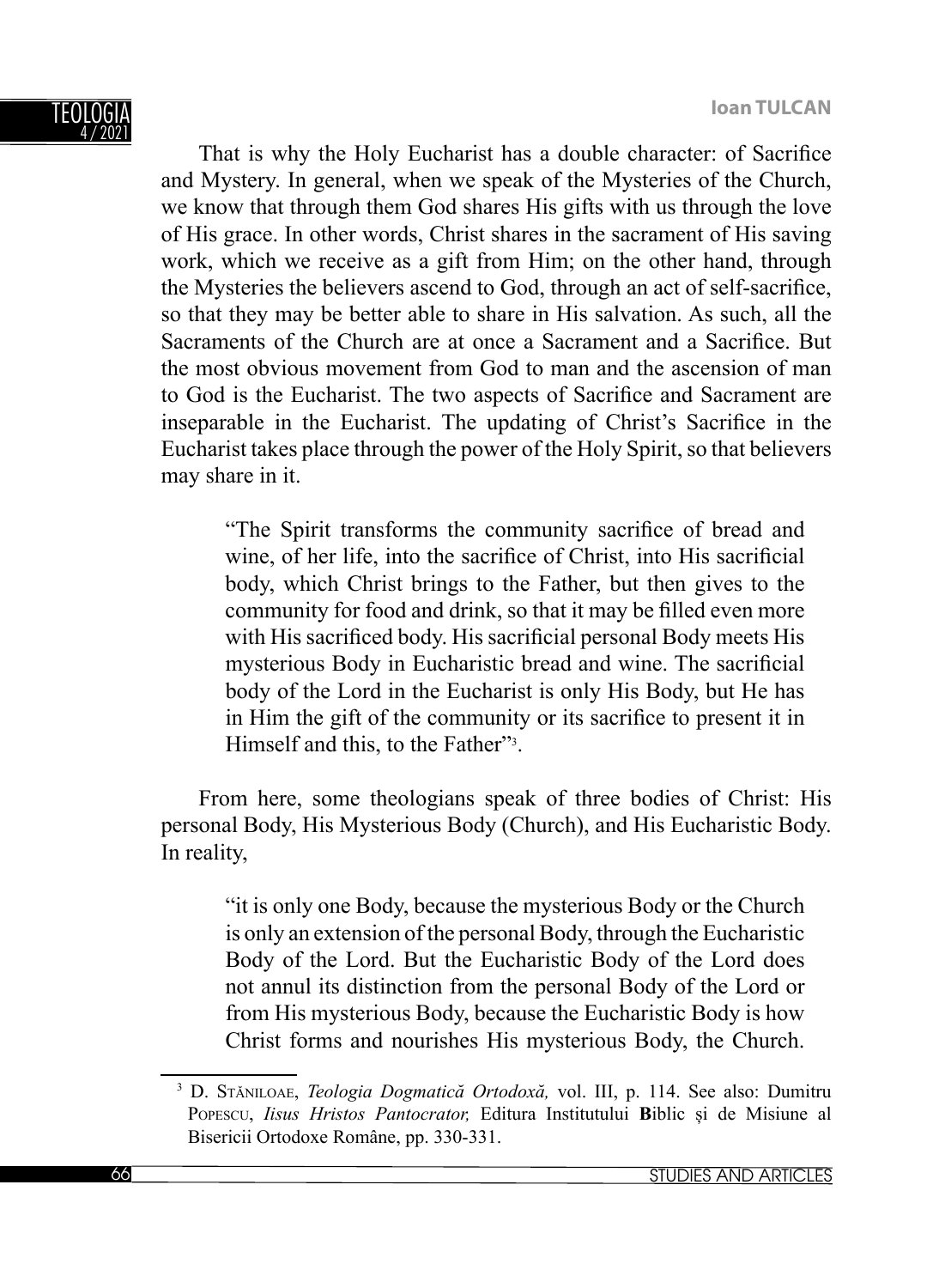That is why the Holy Eucharist has a double character: of Sacrifice and Mystery. In general, when we speak of the Mysteries of the Church, we know that through them God shares His gifts with us through the love of His grace. In other words, Christ shares in the sacrament of His saving work, which we receive as a gift from Him; on the other hand, through the Mysteries the believers ascend to God, through an act of self-sacrifice, so that they may be better able to share in His salvation. As such, all the Sacraments of the Church are at once a Sacrament and a Sacrifice. But the most obvious movement from God to man and the ascension of man to God is the Eucharist. The two aspects of Sacrifice and Sacrament are inseparable in the Eucharist. The updating of Christ's Sacrifice in the Eucharist takes place through the power of the Holy Spirit, so that believers may share in it.

> "The Spirit transforms the community sacrifice of bread and wine, of her life, into the sacrifice of Christ, into His sacrificial body, which Christ brings to the Father, but then gives to the community for food and drink, so that it may be filled even more with His sacrificed body. His sacrificial personal Body meets His mysterious Body in Eucharistic bread and wine. The sacrificial body of the Lord in the Eucharist is only His Body, but He has in Him the gift of the community or its sacrifice to present it in Himself and this, to the Father"[3].

From here, some theologians speak of three bodies of Christ: His personal Body, His Mysterious Body (Church), and His Eucharistic Body. In reality,

> "it is only one Body, because the mysterious Body or the Church is only an extension of the personal Body, through the Eucharistic Body of the Lord. But the Eucharistic Body of the Lord does not annul its distinction from the personal Body of the Lord or from His mysterious Body, because the Eucharistic Body is how Christ forms and nourishes His mysterious Body, the Church.

---

[3] D. Stăniloae, *Teologia Dogmatică Ortodoxă,* vol. III, p. 114. See also: Dumitru Popescu, *Iisus Hristos Pantocrator,* Editura Institutului **B**iblic și de Misiune al Bisericii Ortodoxe Române, pp. 330-331.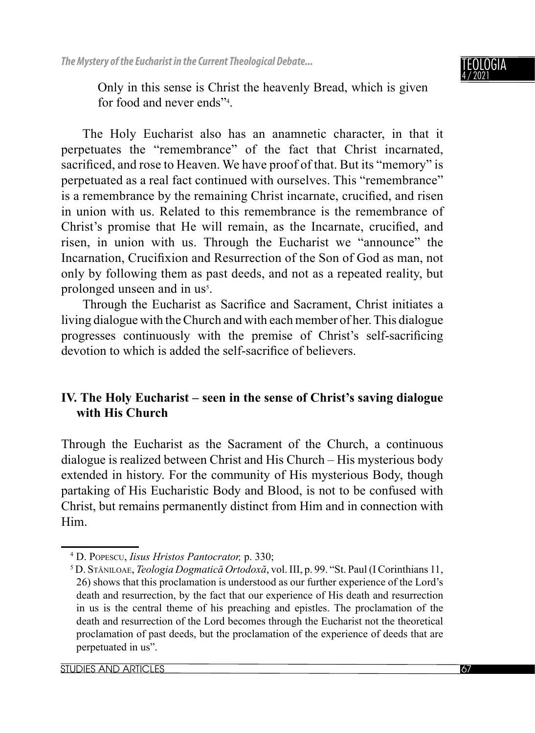Only in this sense is Christ the heavenly Bread, which is given for food and never ends"[4].

The Holy Eucharist also has an anamnetic character, in that it perpetuates the "remembrance" of the fact that Christ incarnated, sacrificed, and rose to Heaven. We have proof of that. But its "memory" is perpetuated as a real fact continued with ourselves. This "remembrance" is a remembrance by the remaining Christ incarnate, crucified, and risen in union with us. Related to this remembrance is the remembrance of Christ's promise that He will remain, as the Incarnate, crucified, and risen, in union with us. Through the Eucharist we "announce" the Incarnation, Crucifixion and Resurrection of the Son of God as man, not only by following them as past deeds, and not as a repeated reality, but prolonged unseen and in us[5].

Through the Eucharist as Sacrifice and Sacrament, Christ initiates a living dialogue with the Church and with each member of her. This dialogue progresses continuously with the premise of Christ's self-sacrificing devotion to which is added the self-sacrifice of believers.

## IV. The Holy Eucharist – seen in the sense of Christ's saving dialogue with His Church

Through the Eucharist as the Sacrament of the Church, a continuous dialogue is realized between Christ and His Church – His mysterious body extended in history. For the community of His mysterious Body, though partaking of His Eucharistic Body and Blood, is not to be confused with Christ, but remains permanently distinct from Him and in connection with Him.

[4] D. Popescu, *Iisus Hristos Pantocrator,* p. 330;

[5] D. Stăniloae, *Teologia Dogmatică Ortodoxă*, vol. III, p. 99. "St. Paul (I Corinthians 11, 26) shows that this proclamation is understood as our further experience of the Lord's death and resurrection, by the fact that our experience of His death and resurrection in us is the central theme of his preaching and epistles. The proclamation of the death and resurrection of the Lord becomes through the Eucharist not the theoretical proclamation of past deeds, but the proclamation of the experience of deeds that are perpetuated in us".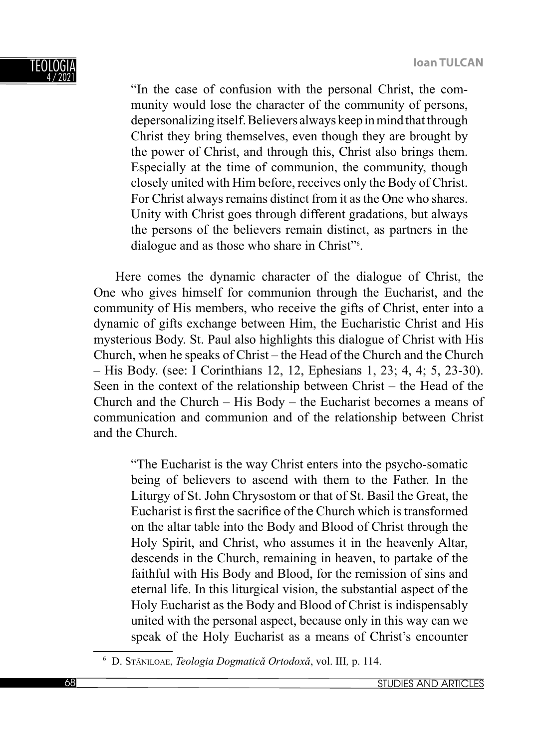> "In the case of confusion with the personal Christ, the community would lose the character of the community of persons, depersonalizing itself. Believers always keep in mind that through Christ they bring themselves, even though they are brought by the power of Christ, and through this, Christ also brings them. Especially at the time of communion, the community, though closely united with Him before, receives only the Body of Christ. For Christ always remains distinct from it as the One who shares. Unity with Christ goes through different gradations, but always the persons of the believers remain distinct, as partners in the dialogue and as those who share in Christ"[6].

Here comes the dynamic character of the dialogue of Christ, the One who gives himself for communion through the Eucharist, and the community of His members, who receive the gifts of Christ, enter into a dynamic of gifts exchange between Him, the Eucharistic Christ and His mysterious Body. St. Paul also highlights this dialogue of Christ with His Church, when he speaks of Christ – the Head of the Church and the Church – His Body. (see: I Corinthians 12, 12, Ephesians 1, 23; 4, 4; 5, 23-30). Seen in the context of the relationship between Christ – the Head of the Church and the Church – His Body – the Eucharist becomes a means of communication and communion and of the relationship between Christ and the Church.

> "The Eucharist is the way Christ enters into the psycho-somatic being of believers to ascend with them to the Father. In the Liturgy of St. John Chrysostom or that of St. Basil the Great, the Eucharist is first the sacrifice of the Church which is transformed on the altar table into the Body and Blood of Christ through the Holy Spirit, and Christ, who assumes it in the heavenly Altar, descends in the Church, remaining in heaven, to partake of the faithful with His Body and Blood, for the remission of sins and eternal life. In this liturgical vision, the substantial aspect of the Holy Eucharist as the Body and Blood of Christ is indispensably united with the personal aspect, because only in this way can we speak of the Holy Eucharist as a means of Christ's encounter

---

[6] D. Stăniloae, *Teologia Dogmatică Ortodoxă*, vol. III, p. 114.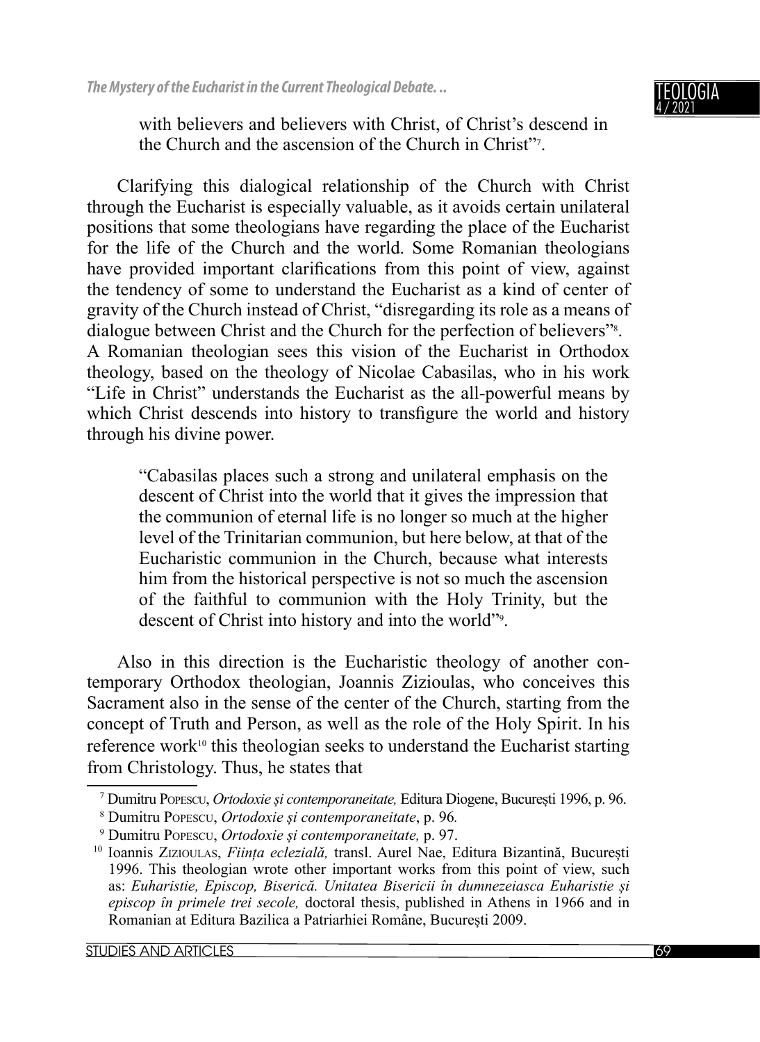> with believers and believers with Christ, of Christ's descend in the Church and the ascension of the Church in Christ"[7].

Clarifying this dialogical relationship of the Church with Christ through the Eucharist is especially valuable, as it avoids certain unilateral positions that some theologians have regarding the place of the Eucharist for the life of the Church and the world. Some Romanian theologians have provided important clarifications from this point of view, against the tendency of some to understand the Eucharist as a kind of center of gravity of the Church instead of Christ, "disregarding its role as a means of dialogue between Christ and the Church for the perfection of believers"[8]. A Romanian theologian sees this vision of the Eucharist in Orthodox theology, based on the theology of Nicolae Cabasilas, who in his work "Life in Christ" understands the Eucharist as the all-powerful means by which Christ descends into history to transfigure the world and history through his divine power.

> "Cabasilas places such a strong and unilateral emphasis on the descent of Christ into the world that it gives the impression that the communion of eternal life is no longer so much at the higher level of the Trinitarian communion, but here below, at that of the Eucharistic communion in the Church, because what interests him from the historical perspective is not so much the ascension of the faithful to communion with the Holy Trinity, but the descent of Christ into history and into the world"[9].

Also in this direction is the Eucharistic theology of another contemporary Orthodox theologian, Joannis Zizioulas, who conceives this Sacrament also in the sense of the center of the Church, starting from the concept of Truth and Person, as well as the role of the Holy Spirit. In his reference work[10] this theologian seeks to understand the Eucharist starting from Christology. Thus, he states that

---

[7] Dumitru Popescu, *Ortodoxie și contemporaneitate,* Editura Diogene, București 1996, p. 96.

[8] Dumitru Popescu, *Ortodoxie și contemporaneitate*, p. 96.

[9] Dumitru Popescu, *Ortodoxie și contemporaneitate,* p. 97.

[10] Ioannis Zizioulas, *Ființa eclezială,* transl. Aurel Nae, Editura Bizantină, București 1996. This theologian wrote other important works from this point of view, such as: *Euharistie, Episcop, Biserică. Unitatea Bisericii în dumnezeiasca Euharistie și episcop în primele trei secole,* doctoral thesis, published in Athens in 1966 and in Romanian at Editura Bazilica a Patriarhiei Române, București 2009.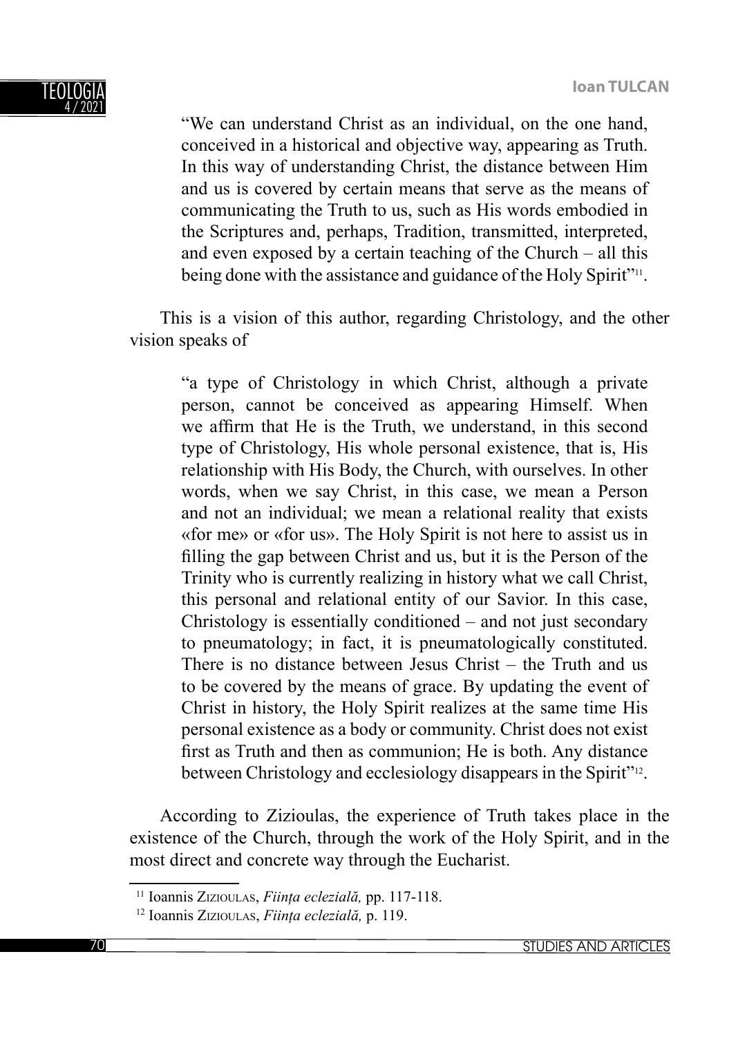> “We can understand Christ as an individual, on the one hand, conceived in a historical and objective way, appearing as Truth. In this way of understanding Christ, the distance between Him and us is covered by certain means that serve as the means of communicating the Truth to us, such as His words embodied in the Scriptures and, perhaps, Tradition, transmitted, interpreted, and even exposed by a certain teaching of the Church – all this being done with the assistance and guidance of the Holy Spirit”[11].

This is a vision of this author, regarding Christology, and the other vision speaks of

> “a type of Christology in which Christ, although a private person, cannot be conceived as appearing Himself. When we affirm that He is the Truth, we understand, in this second type of Christology, His whole personal existence, that is, His relationship with His Body, the Church, with ourselves. In other words, when we say Christ, in this case, we mean a Person and not an individual; we mean a relational reality that exists «for me» or «for us». The Holy Spirit is not here to assist us in filling the gap between Christ and us, but it is the Person of the Trinity who is currently realizing in history what we call Christ, this personal and relational entity of our Savior. In this case, Christology is essentially conditioned – and not just secondary to pneumatology; in fact, it is pneumatologically constituted. There is no distance between Jesus Christ – the Truth and us to be covered by the means of grace. By updating the event of Christ in history, the Holy Spirit realizes at the same time His personal existence as a body or community. Christ does not exist first as Truth and then as communion; He is both. Any distance between Christology and ecclesiology disappears in the Spirit”[12].

According to Zizioulas, the experience of Truth takes place in the existence of the Church, through the work of the Holy Spirit, and in the most direct and concrete way through the Eucharist.

---

[11] Ioannis Zizioulas, *Ființa eclezială,* pp. 117-118.

[12] Ioannis Zizioulas, *Ființa eclezială,* p. 119.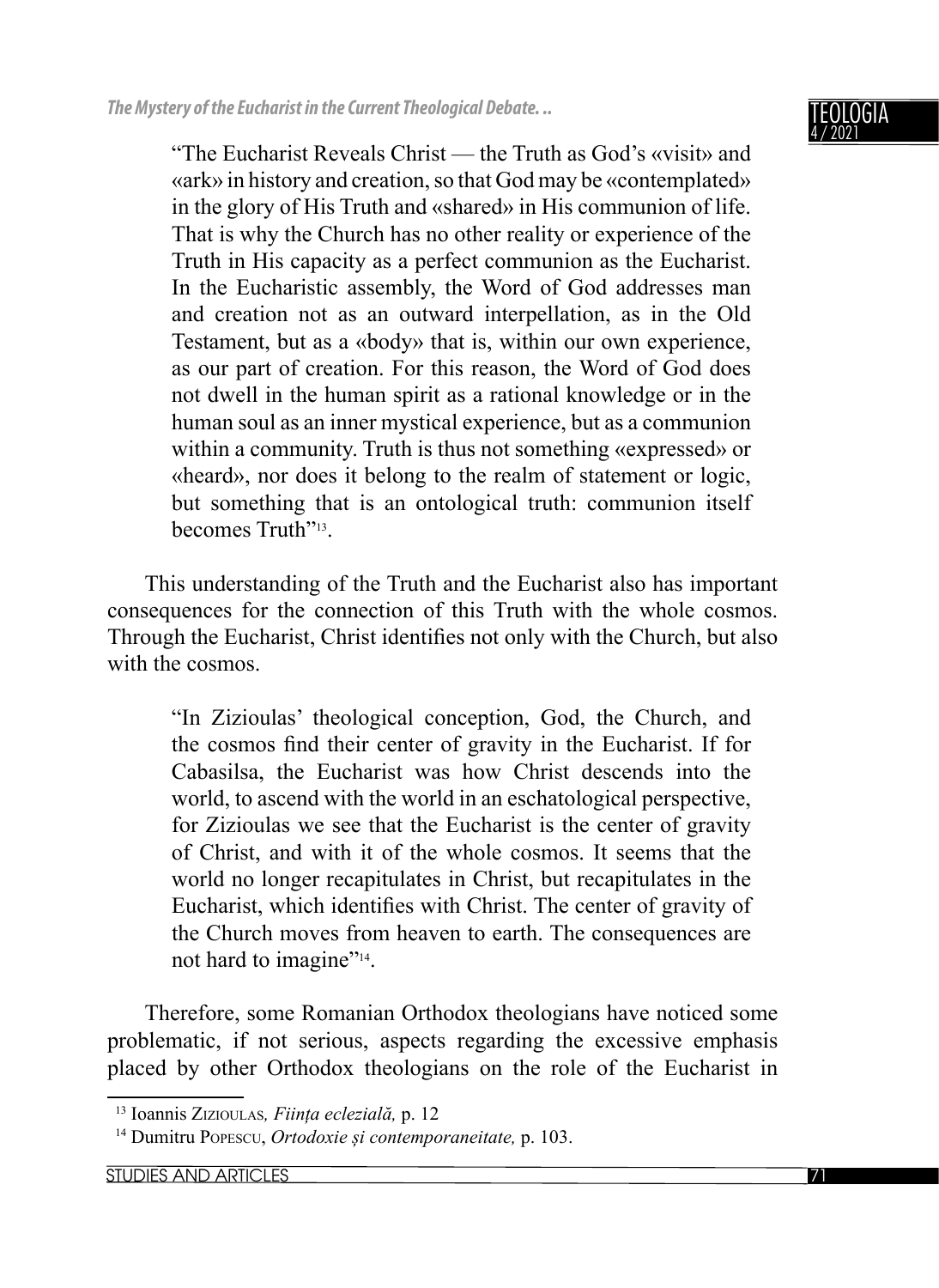> "The Eucharist Reveals Christ — the Truth as God's «visit» and «ark» in history and creation, so that God may be «contemplated» in the glory of His Truth and «shared» in His communion of life. That is why the Church has no other reality or experience of the Truth in His capacity as a perfect communion as the Eucharist. In the Eucharistic assembly, the Word of God addresses man and creation not as an outward interpellation, as in the Old Testament, but as a «body» that is, within our own experience, as our part of creation. For this reason, the Word of God does not dwell in the human spirit as a rational knowledge or in the human soul as an inner mystical experience, but as a communion within a community. Truth is thus not something «expressed» or «heard», nor does it belong to the realm of statement or logic, but something that is an ontological truth: communion itself becomes Truth"[13].

This understanding of the Truth and the Eucharist also has important consequences for the connection of this Truth with the whole cosmos. Through the Eucharist, Christ identifies not only with the Church, but also with the cosmos.

> "In Zizioulas' theological conception, God, the Church, and the cosmos find their center of gravity in the Eucharist. If for Cabasilsa, the Eucharist was how Christ descends into the world, to ascend with the world in an eschatological perspective, for Zizioulas we see that the Eucharist is the center of gravity of Christ, and with it of the whole cosmos. It seems that the world no longer recapitulates in Christ, but recapitulates in the Eucharist, which identifies with Christ. The center of gravity of the Church moves from heaven to earth. The consequences are not hard to imagine"[14].

Therefore, some Romanian Orthodox theologians have noticed some problematic, if not serious, aspects regarding the excessive emphasis placed by other Orthodox theologians on the role of the Eucharist in

---

[13] Ioannis Zizioulas*, Ființa eclezială,* p. 12

[14] Dumitru Popescu, *Ortodoxie și contemporaneitate,* p. 103.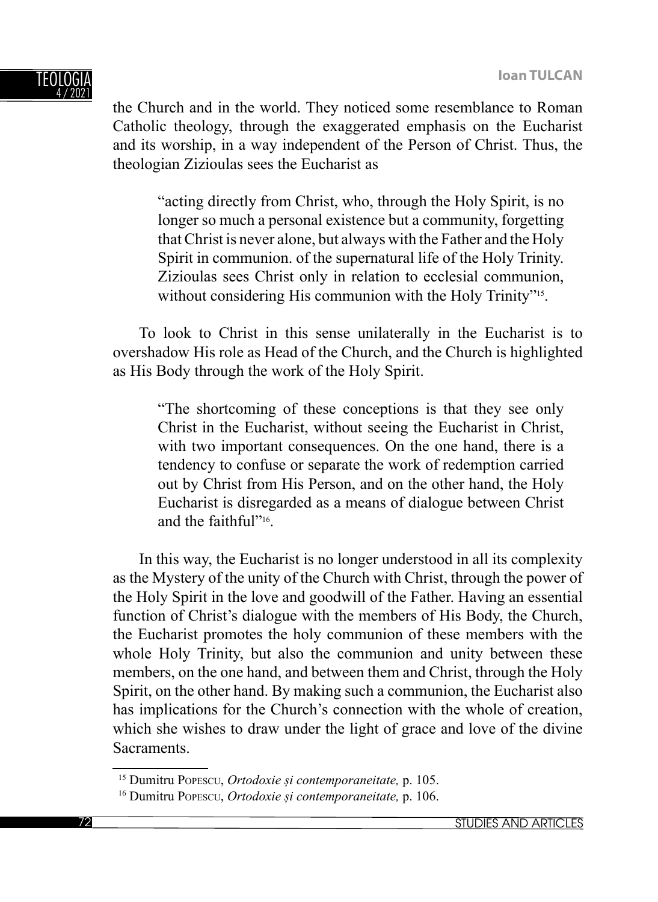the Church and in the world. They noticed some resemblance to Roman Catholic theology, through the exaggerated emphasis on the Eucharist and its worship, in a way independent of the Person of Christ. Thus, the theologian Zizioulas sees the Eucharist as

> "acting directly from Christ, who, through the Holy Spirit, is no longer so much a personal existence but a community, forgetting that Christ is never alone, but always with the Father and the Holy Spirit in communion. of the supernatural life of the Holy Trinity. Zizioulas sees Christ only in relation to ecclesial communion, without considering His communion with the Holy Trinity"[15].

To look to Christ in this sense unilaterally in the Eucharist is to overshadow His role as Head of the Church, and the Church is highlighted as His Body through the work of the Holy Spirit.

> "The shortcoming of these conceptions is that they see only Christ in the Eucharist, without seeing the Eucharist in Christ, with two important consequences. On the one hand, there is a tendency to confuse or separate the work of redemption carried out by Christ from His Person, and on the other hand, the Holy Eucharist is disregarded as a means of dialogue between Christ and the faithful"[16].

In this way, the Eucharist is no longer understood in all its complexity as the Mystery of the unity of the Church with Christ, through the power of the Holy Spirit in the love and goodwill of the Father. Having an essential function of Christ's dialogue with the members of His Body, the Church, the Eucharist promotes the holy communion of these members with the whole Holy Trinity, but also the communion and unity between these members, on the one hand, and between them and Christ, through the Holy Spirit, on the other hand. By making such a communion, the Eucharist also has implications for the Church's connection with the whole of creation, which she wishes to draw under the light of grace and love of the divine Sacraments.

---

[15] Dumitru Popescu, *Ortodoxie și contemporaneitate,* p. 105.

[16] Dumitru Popescu, *Ortodoxie și contemporaneitate,* p. 106.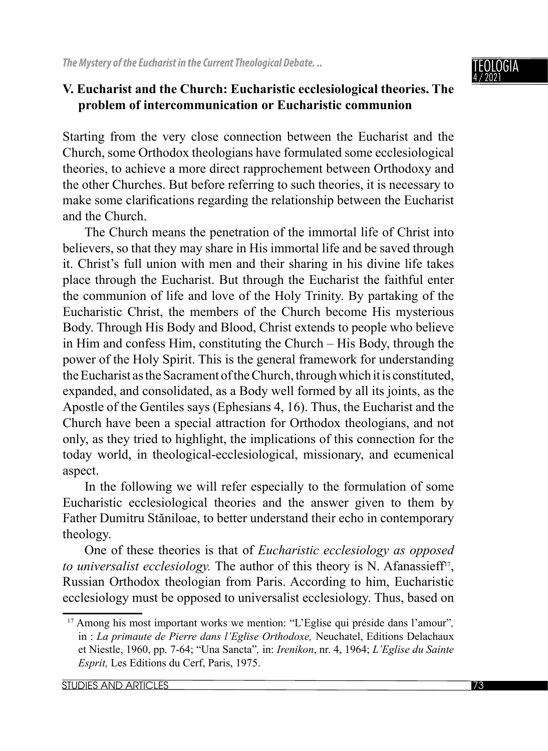## V. Eucharist and the Church: Eucharistic ecclesiological theories. The problem of intercommunication or Eucharistic communion

Starting from the very close connection between the Eucharist and the Church, some Orthodox theologians have formulated some ecclesiological theories, to achieve a more direct rapprochement between Orthodoxy and the other Churches. But before referring to such theories, it is necessary to make some clarifications regarding the relationship between the Eucharist and the Church.

The Church means the penetration of the immortal life of Christ into believers, so that they may share in His immortal life and be saved through it. Christ's full union with men and their sharing in his divine life takes place through the Eucharist. But through the Eucharist the faithful enter the communion of life and love of the Holy Trinity. By partaking of the Eucharistic Christ, the members of the Church become His mysterious Body. Through His Body and Blood, Christ extends to people who believe in Him and confess Him, constituting the Church – His Body, through the power of the Holy Spirit. This is the general framework for understanding the Eucharist as the Sacrament of the Church, through which it is constituted, expanded, and consolidated, as a Body well formed by all its joints, as the Apostle of the Gentiles says (Ephesians 4, 16). Thus, the Eucharist and the Church have been a special attraction for Orthodox theologians, and not only, as they tried to highlight, the implications of this connection for the today world, in theological-ecclesiological, missionary, and ecumenical aspect.

In the following we will refer especially to the formulation of some Eucharistic ecclesiological theories and the answer given to them by Father Dumitru Stăniloae, to better understand their echo in contemporary theology.

One of these theories is that of *Eucharistic ecclesiology as opposed to universalist ecclesiology.* The author of this theory is N. Afanassieff[17], Russian Orthodox theologian from Paris. According to him, Eucharistic ecclesiology must be opposed to universalist ecclesiology. Thus, based on

[17] Among his most important works we mention: "L'Eglise qui préside dans l'amour", in : *La primaute de Pierre dans l'Eglise Orthodoxe,* Neuchatel, Editions Delachaux et Niestle, 1960, pp. 7-64; "Una Sancta", in: *Irenikon*, nr. 4, 1964; *L'Eglise du Sainte Esprit,* Les Editions du Cerf, Paris, 1975.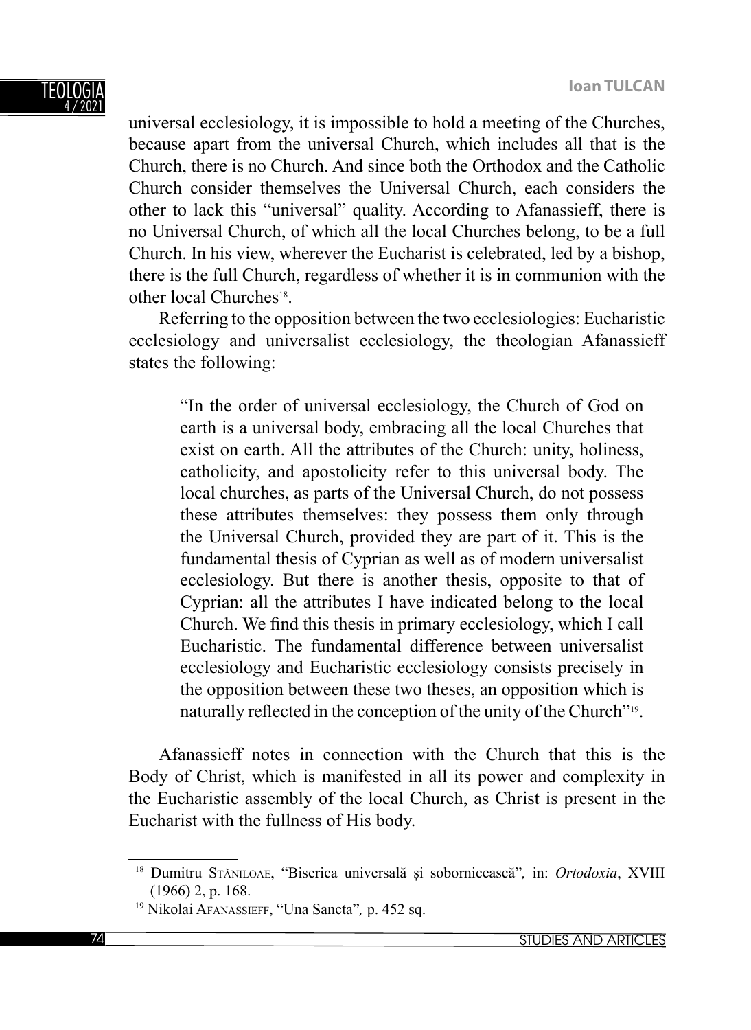universal ecclesiology, it is impossible to hold a meeting of the Churches, because apart from the universal Church, which includes all that is the Church, there is no Church. And since both the Orthodox and the Catholic Church consider themselves the Universal Church, each considers the other to lack this "universal" quality. According to Afanassieff, there is no Universal Church, of which all the local Churches belong, to be a full Church. In his view, wherever the Eucharist is celebrated, led by a bishop, there is the full Church, regardless of whether it is in communion with the other local Churches[18].

Referring to the opposition between the two ecclesiologies: Eucharistic ecclesiology and universalist ecclesiology, the theologian Afanassieff states the following:

> "In the order of universal ecclesiology, the Church of God on earth is a universal body, embracing all the local Churches that exist on earth. All the attributes of the Church: unity, holiness, catholicity, and apostolicity refer to this universal body. The local churches, as parts of the Universal Church, do not possess these attributes themselves: they possess them only through the Universal Church, provided they are part of it. This is the fundamental thesis of Cyprian as well as of modern universalist ecclesiology. But there is another thesis, opposite to that of Cyprian: all the attributes I have indicated belong to the local Church. We find this thesis in primary ecclesiology, which I call Eucharistic. The fundamental difference between universalist ecclesiology and Eucharistic ecclesiology consists precisely in the opposition between these two theses, an opposition which is naturally reflected in the conception of the unity of the Church"[19].

Afanassieff notes in connection with the Church that this is the Body of Christ, which is manifested in all its power and complexity in the Eucharistic assembly of the local Church, as Christ is present in the Eucharist with the fullness of His body.

---

[18] Dumitru STĂNILOAE, "Biserica universală și sobornicească", in: *Ortodoxia*, XVIII (1966) 2, p. 168.

[19] Nikolai AFANASSIEFF, "Una Sancta", p. 452 sq.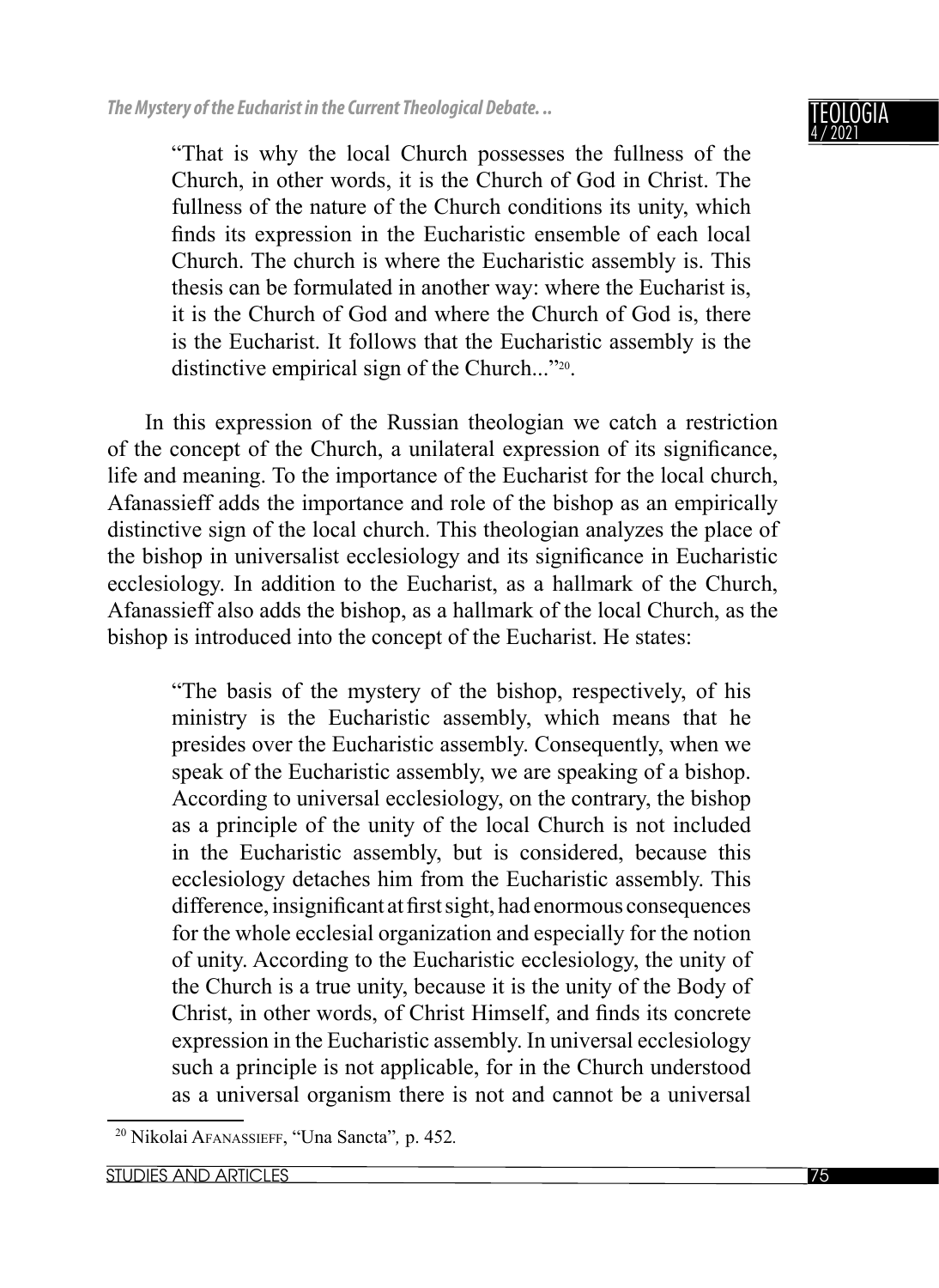> "That is why the local Church possesses the fullness of the Church, in other words, it is the Church of God in Christ. The fullness of the nature of the Church conditions its unity, which finds its expression in the Eucharistic ensemble of each local Church. The church is where the Eucharistic assembly is. This thesis can be formulated in another way: where the Eucharist is, it is the Church of God and where the Church of God is, there is the Eucharist. It follows that the Eucharistic assembly is the distinctive empirical sign of the Church..."[20].

In this expression of the Russian theologian we catch a restriction of the concept of the Church, a unilateral expression of its significance, life and meaning. To the importance of the Eucharist for the local church, Afanassieff adds the importance and role of the bishop as an empirically distinctive sign of the local church. This theologian analyzes the place of the bishop in universalist ecclesiology and its significance in Eucharistic ecclesiology. In addition to the Eucharist, as a hallmark of the Church, Afanassieff also adds the bishop, as a hallmark of the local Church, as the bishop is introduced into the concept of the Eucharist. He states:

> "The basis of the mystery of the bishop, respectively, of his ministry is the Eucharistic assembly, which means that he presides over the Eucharistic assembly. Consequently, when we speak of the Eucharistic assembly, we are speaking of a bishop. According to universal ecclesiology, on the contrary, the bishop as a principle of the unity of the local Church is not included in the Eucharistic assembly, but is considered, because this ecclesiology detaches him from the Eucharistic assembly. This difference, insignificant at first sight, had enormous consequences for the whole ecclesial organization and especially for the notion of unity. According to the Eucharistic ecclesiology, the unity of the Church is a true unity, because it is the unity of the Body of Christ, in other words, of Christ Himself, and finds its concrete expression in the Eucharistic assembly. In universal ecclesiology such a principle is not applicable, for in the Church understood as a universal organism there is not and cannot be a universal

[20] Nikolai Afanassieff, "Una Sancta"*,* p. 452.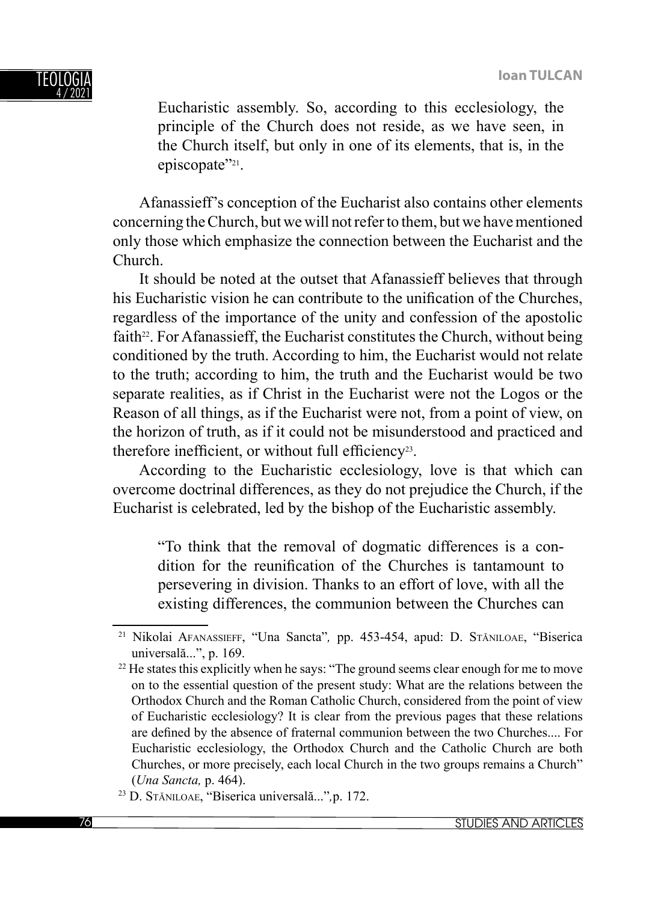> Eucharistic assembly. So, according to this ecclesiology, the principle of the Church does not reside, as we have seen, in the Church itself, but only in one of its elements, that is, in the episcopate"[21].

Afanassieff's conception of the Eucharist also contains other elements concerning the Church, but we will not refer to them, but we have mentioned only those which emphasize the connection between the Eucharist and the Church.

It should be noted at the outset that Afanassieff believes that through his Eucharistic vision he can contribute to the unification of the Churches, regardless of the importance of the unity and confession of the apostolic faith[22]. For Afanassieff, the Eucharist constitutes the Church, without being conditioned by the truth. According to him, the Eucharist would not relate to the truth; according to him, the truth and the Eucharist would be two separate realities, as if Christ in the Eucharist were not the Logos or the Reason of all things, as if the Eucharist were not, from a point of view, on the horizon of truth, as if it could not be misunderstood and practiced and therefore inefficient, or without full efficiency[23].

According to the Eucharistic ecclesiology, love is that which can overcome doctrinal differences, as they do not prejudice the Church, if the Eucharist is celebrated, led by the bishop of the Eucharistic assembly.

> "To think that the removal of dogmatic differences is a condition for the reunification of the Churches is tantamount to persevering in division. Thanks to an effort of love, with all the existing differences, the communion between the Churches can

---

[21] Nikolai Afanassieff, "Una Sancta", pp. 453-454, apud: D. Stăniloae, "Biserica universală...", p. 169.

[22] He states this explicitly when he says: "The ground seems clear enough for me to move on to the essential question of the present study: What are the relations between the Orthodox Church and the Roman Catholic Church, considered from the point of view of Eucharistic ecclesiology? It is clear from the previous pages that these relations are defined by the absence of fraternal communion between the two Churches.... For Eucharistic ecclesiology, the Orthodox Church and the Catholic Church are both Churches, or more precisely, each local Church in the two groups remains a Church" (*Una Sancta,* p. 464).

[23] D. Stăniloae, "Biserica universală...",p. 172.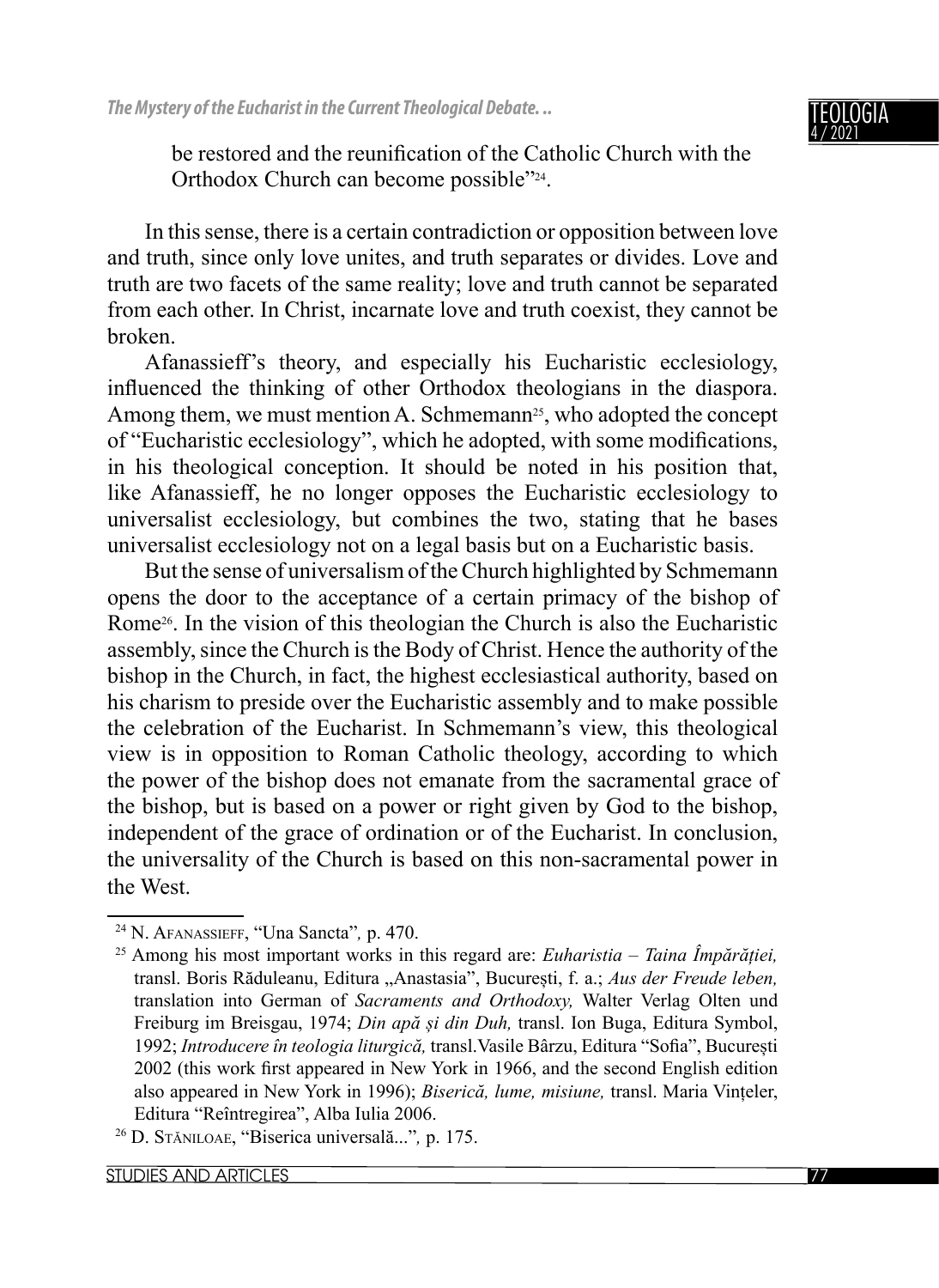be restored and the reunification of the Catholic Church with the Orthodox Church can become possible"[24].

In this sense, there is a certain contradiction or opposition between love and truth, since only love unites, and truth separates or divides. Love and truth are two facets of the same reality; love and truth cannot be separated from each other. In Christ, incarnate love and truth coexist, they cannot be broken.

Afanassieff's theory, and especially his Eucharistic ecclesiology, influenced the thinking of other Orthodox theologians in the diaspora. Among them, we must mention A. Schmemann[25], who adopted the concept of "Eucharistic ecclesiology", which he adopted, with some modifications, in his theological conception. It should be noted in his position that, like Afanassieff, he no longer opposes the Eucharistic ecclesiology to universalist ecclesiology, but combines the two, stating that he bases universalist ecclesiology not on a legal basis but on a Eucharistic basis.

But the sense of universalism of the Church highlighted by Schmemann opens the door to the acceptance of a certain primacy of the bishop of Rome[26]. In the vision of this theologian the Church is also the Eucharistic assembly, since the Church is the Body of Christ. Hence the authority of the bishop in the Church, in fact, the highest ecclesiastical authority, based on his charism to preside over the Eucharistic assembly and to make possible the celebration of the Eucharist. In Schmemann's view, this theological view is in opposition to Roman Catholic theology, according to which the power of the bishop does not emanate from the sacramental grace of the bishop, but is based on a power or right given by God to the bishop, independent of the grace of ordination or of the Eucharist. In conclusion, the universality of the Church is based on this non-sacramental power in the West.

---

[24] N. Afanassieff, "Una Sancta"*,* p. 470.

[25] Among his most important works in this regard are: *Euharistia – Taina Împărăției,* transl. Boris Răduleanu, Editura „Anastasia", București, f. a.; *Aus der Freude leben,* translation into German of *Sacraments and Orthodoxy,* Walter Verlag Olten und Freiburg im Breisgau, 1974; *Din apă și din Duh,* transl. Ion Buga, Editura Symbol, 1992; *Introducere în teologia liturgică,* transl.Vasile Bârzu, Editura "Sofia", București 2002 (this work first appeared in New York in 1966, and the second English edition also appeared in New York in 1996); *Biserică, lume, misiune,* transl. Maria Vințeler, Editura "Reîntregirea", Alba Iulia 2006.

[26] D. Stăniloae, "Biserica universală..."*,* p. 175.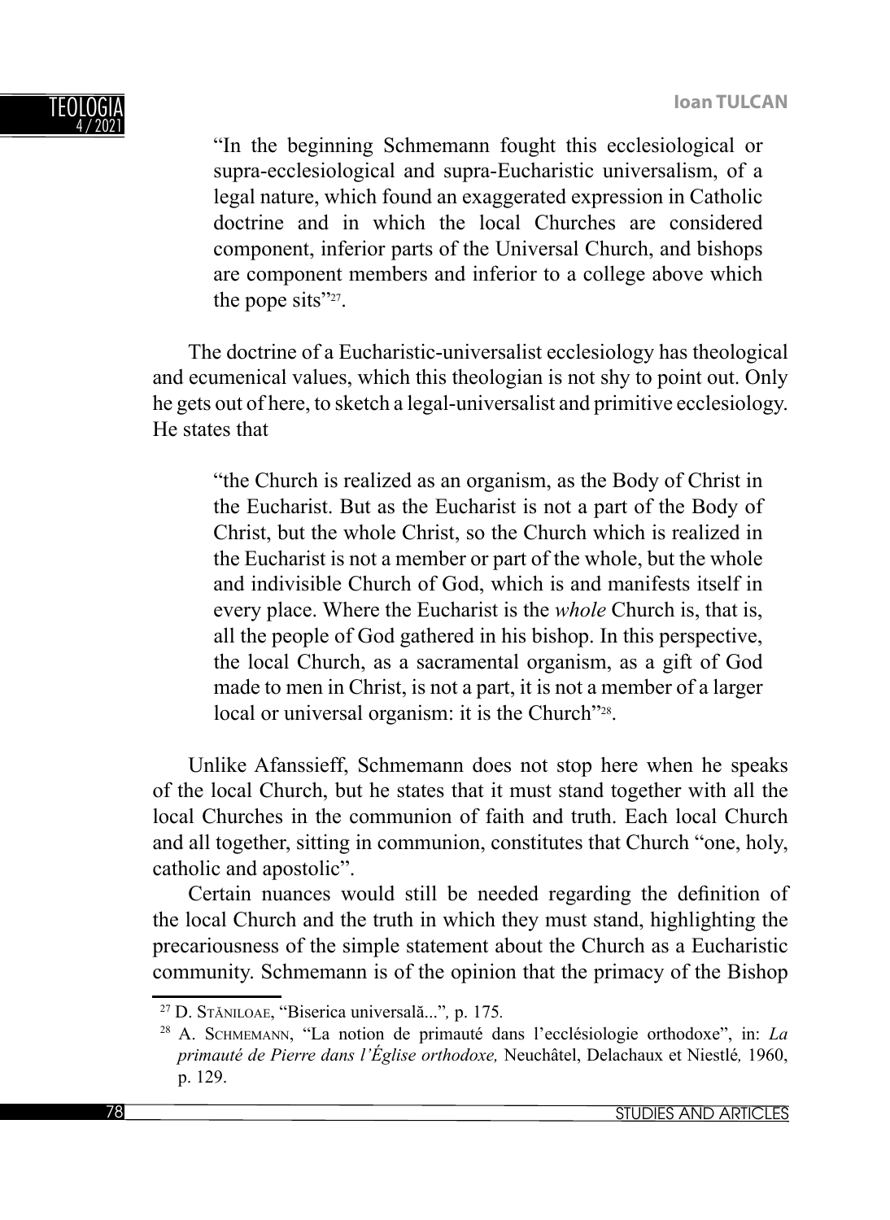> "In the beginning Schmemann fought this ecclesiological or supra-ecclesiological and supra-Eucharistic universalism, of a legal nature, which found an exaggerated expression in Catholic doctrine and in which the local Churches are considered component, inferior parts of the Universal Church, and bishops are component members and inferior to a college above which the pope sits"[27].

The doctrine of a Eucharistic-universalist ecclesiology has theological and ecumenical values, which this theologian is not shy to point out. Only he gets out of here, to sketch a legal-universalist and primitive ecclesiology. He states that

> "the Church is realized as an organism, as the Body of Christ in the Eucharist. But as the Eucharist is not a part of the Body of Christ, but the whole Christ, so the Church which is realized in the Eucharist is not a member or part of the whole, but the whole and indivisible Church of God, which is and manifests itself in every place. Where the Eucharist is the *whole* Church is, that is, all the people of God gathered in his bishop. In this perspective, the local Church, as a sacramental organism, as a gift of God made to men in Christ, is not a part, it is not a member of a larger local or universal organism: it is the Church"[28].

Unlike Afanssieff, Schmemann does not stop here when he speaks of the local Church, but he states that it must stand together with all the local Churches in the communion of faith and truth. Each local Church and all together, sitting in communion, constitutes that Church "one, holy, catholic and apostolic".

Certain nuances would still be needed regarding the definition of the local Church and the truth in which they must stand, highlighting the precariousness of the simple statement about the Church as a Eucharistic community. Schmemann is of the opinion that the primacy of the Bishop

---

[27] D. Stăniloae, "Biserica universală...", p. 175.

[28] A. Schmemann, "La notion de primauté dans l'ecclésiologie orthodoxe", in: *La primauté de Pierre dans l'Église orthodoxe,* Neuchâtel, Delachaux et Niestlé*,* 1960, p. 129.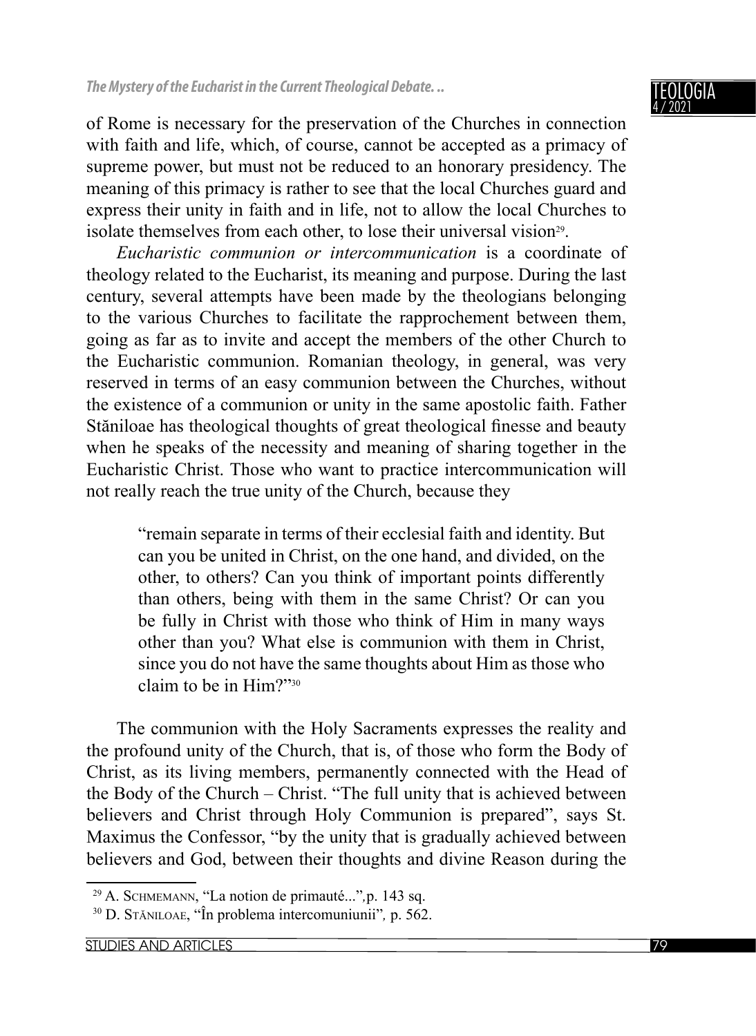of Rome is necessary for the preservation of the Churches in connection with faith and life, which, of course, cannot be accepted as a primacy of supreme power, but must not be reduced to an honorary presidency. The meaning of this primacy is rather to see that the local Churches guard and express their unity in faith and in life, not to allow the local Churches to isolate themselves from each other, to lose their universal vision[29].

*Eucharistic communion or intercommunication* is a coordinate of theology related to the Eucharist, its meaning and purpose. During the last century, several attempts have been made by the theologians belonging to the various Churches to facilitate the rapprochement between them, going as far as to invite and accept the members of the other Church to the Eucharistic communion. Romanian theology, in general, was very reserved in terms of an easy communion between the Churches, without the existence of a communion or unity in the same apostolic faith. Father Stăniloae has theological thoughts of great theological finesse and beauty when he speaks of the necessity and meaning of sharing together in the Eucharistic Christ. Those who want to practice intercommunication will not really reach the true unity of the Church, because they

> "remain separate in terms of their ecclesial faith and identity. But can you be united in Christ, on the one hand, and divided, on the other, to others? Can you think of important points differently than others, being with them in the same Christ? Or can you be fully in Christ with those who think of Him in many ways other than you? What else is communion with them in Christ, since you do not have the same thoughts about Him as those who claim to be in Him?"[30]

The communion with the Holy Sacraments expresses the reality and the profound unity of the Church, that is, of those who form the Body of Christ, as its living members, permanently connected with the Head of the Body of the Church – Christ. "The full unity that is achieved between believers and Christ through Holy Communion is prepared", says St. Maximus the Confessor, "by the unity that is gradually achieved between believers and God, between their thoughts and divine Reason during the

---

[29] A. Schmemann, "La notion de primauté...", p. 143 sq.

[30] D. Stăniloae, "În problema intercomuniunii", p. 562.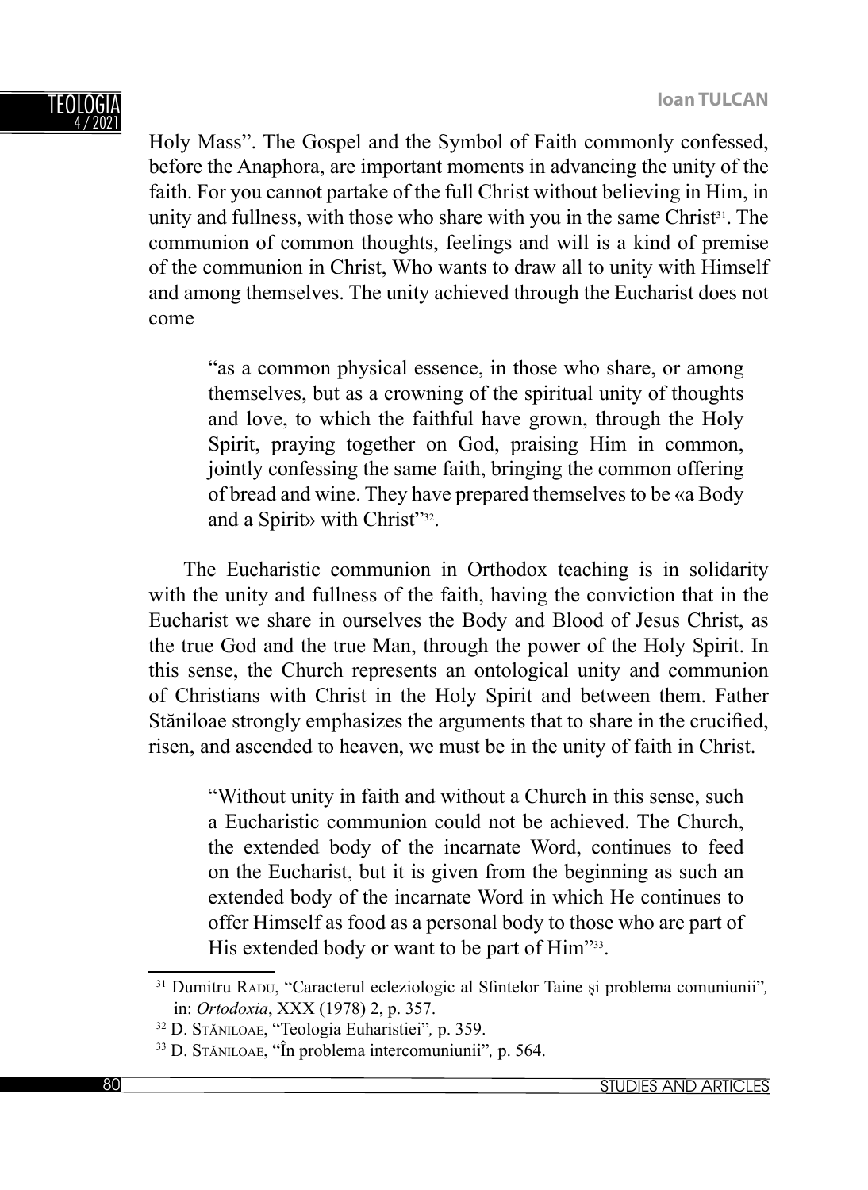Holy Mass". The Gospel and the Symbol of Faith commonly confessed, before the Anaphora, are important moments in advancing the unity of the faith. For you cannot partake of the full Christ without believing in Him, in unity and fullness, with those who share with you in the same Christ[31]. The communion of common thoughts, feelings and will is a kind of premise of the communion in Christ, Who wants to draw all to unity with Himself and among themselves. The unity achieved through the Eucharist does not come

> "as a common physical essence, in those who share, or among themselves, but as a crowning of the spiritual unity of thoughts and love, to which the faithful have grown, through the Holy Spirit, praying together on God, praising Him in common, jointly confessing the same faith, bringing the common offering of bread and wine. They have prepared themselves to be «a Body and a Spirit» with Christ"[32].

The Eucharistic communion in Orthodox teaching is in solidarity with the unity and fullness of the faith, having the conviction that in the Eucharist we share in ourselves the Body and Blood of Jesus Christ, as the true God and the true Man, through the power of the Holy Spirit. In this sense, the Church represents an ontological unity and communion of Christians with Christ in the Holy Spirit and between them. Father Stăniloae strongly emphasizes the arguments that to share in the crucified, risen, and ascended to heaven, we must be in the unity of faith in Christ.

> "Without unity in faith and without a Church in this sense, such a Eucharistic communion could not be achieved. The Church, the extended body of the incarnate Word, continues to feed on the Eucharist, but it is given from the beginning as such an extended body of the incarnate Word in which He continues to offer Himself as food as a personal body to those who are part of His extended body or want to be part of Him"[33].

---

[31] Dumitru RADU, "Caracterul ecleziologic al Sfintelor Taine și problema comuniunii", in: *Ortodoxia*, XXX (1978) 2, p. 357.

[32] D. STĂNILOAE, "Teologia Euharistiei", p. 359.

[33] D. STĂNILOAE, "În problema intercomuniunii", p. 564.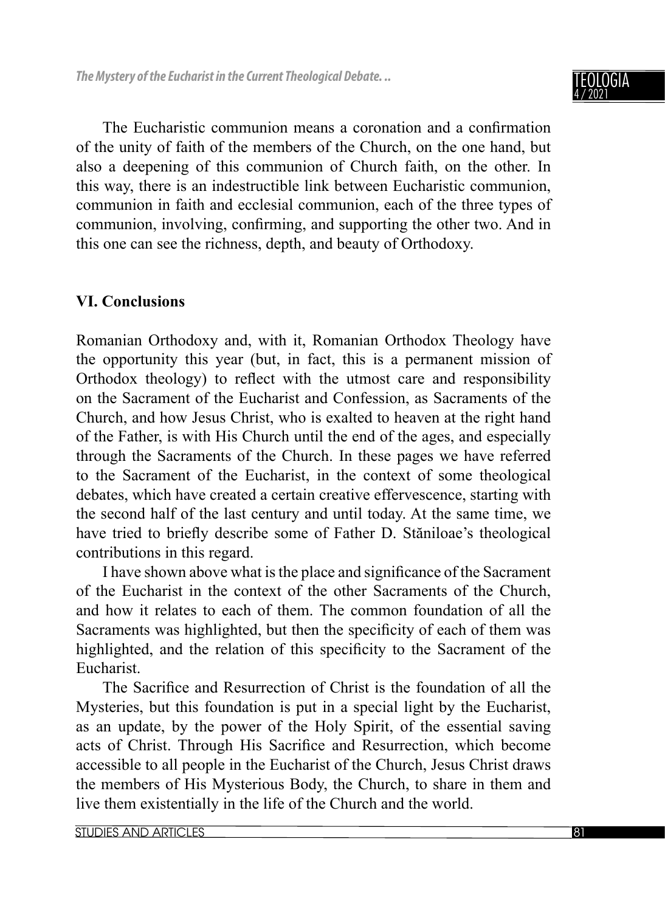The Eucharistic communion means a coronation and a confirmation of the unity of faith of the members of the Church, on the one hand, but also a deepening of this communion of Church faith, on the other. In this way, there is an indestructible link between Eucharistic communion, communion in faith and ecclesial communion, each of the three types of communion, involving, confirming, and supporting the other two. And in this one can see the richness, depth, and beauty of Orthodoxy.

## VI. Conclusions

Romanian Orthodoxy and, with it, Romanian Orthodox Theology have the opportunity this year (but, in fact, this is a permanent mission of Orthodox theology) to reflect with the utmost care and responsibility on the Sacrament of the Eucharist and Confession, as Sacraments of the Church, and how Jesus Christ, who is exalted to heaven at the right hand of the Father, is with His Church until the end of the ages, and especially through the Sacraments of the Church. In these pages we have referred to the Sacrament of the Eucharist, in the context of some theological debates, which have created a certain creative effervescence, starting with the second half of the last century and until today. At the same time, we have tried to briefly describe some of Father D. Stăniloae's theological contributions in this regard.

I have shown above what is the place and significance of the Sacrament of the Eucharist in the context of the other Sacraments of the Church, and how it relates to each of them. The common foundation of all the Sacraments was highlighted, but then the specificity of each of them was highlighted, and the relation of this specificity to the Sacrament of the Eucharist.

The Sacrifice and Resurrection of Christ is the foundation of all the Mysteries, but this foundation is put in a special light by the Eucharist, as an update, by the power of the Holy Spirit, of the essential saving acts of Christ. Through His Sacrifice and Resurrection, which become accessible to all people in the Eucharist of the Church, Jesus Christ draws the members of His Mysterious Body, the Church, to share in them and live them existentially in the life of the Church and the world.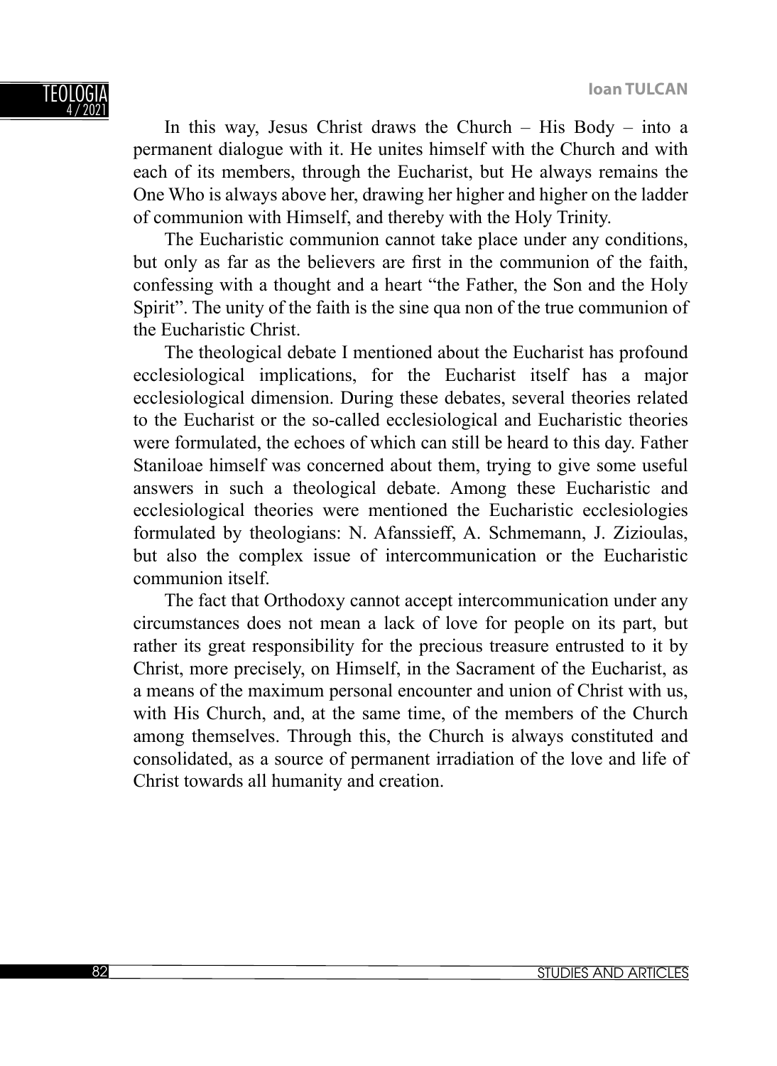In this way, Jesus Christ draws the Church – His Body – into a permanent dialogue with it. He unites himself with the Church and with each of its members, through the Eucharist, but He always remains the One Who is always above her, drawing her higher and higher on the ladder of communion with Himself, and thereby with the Holy Trinity.

The Eucharistic communion cannot take place under any conditions, but only as far as the believers are first in the communion of the faith, confessing with a thought and a heart "the Father, the Son and the Holy Spirit". The unity of the faith is the sine qua non of the true communion of the Eucharistic Christ.

The theological debate I mentioned about the Eucharist has profound ecclesiological implications, for the Eucharist itself has a major ecclesiological dimension. During these debates, several theories related to the Eucharist or the so-called ecclesiological and Eucharistic theories were formulated, the echoes of which can still be heard to this day. Father Staniloae himself was concerned about them, trying to give some useful answers in such a theological debate. Among these Eucharistic and ecclesiological theories were mentioned the Eucharistic ecclesiologies formulated by theologians: N. Afanssieff, A. Schmemann, J. Zizioulas, but also the complex issue of intercommunication or the Eucharistic communion itself.

The fact that Orthodoxy cannot accept intercommunication under any circumstances does not mean a lack of love for people on its part, but rather its great responsibility for the precious treasure entrusted to it by Christ, more precisely, on Himself, in the Sacrament of the Eucharist, as a means of the maximum personal encounter and union of Christ with us, with His Church, and, at the same time, of the members of the Church among themselves. Through this, the Church is always constituted and consolidated, as a source of permanent irradiation of the love and life of Christ towards all humanity and creation.